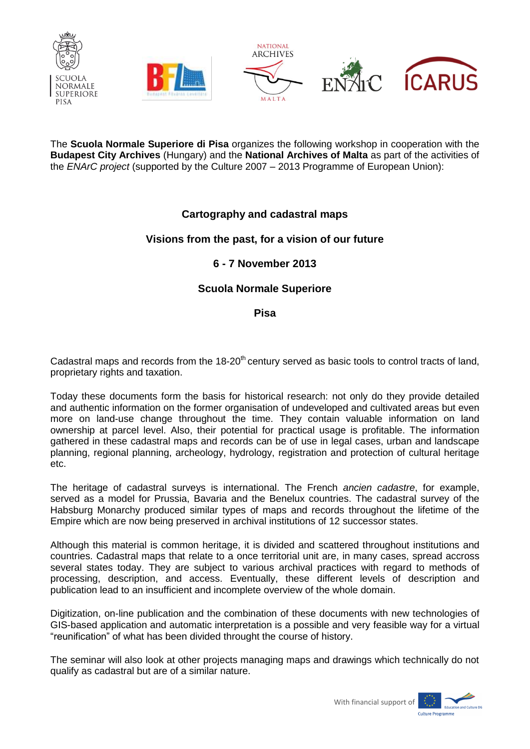The **Scuola Normale Superiore di Pisa** organizes the following workshop in cooperation with the **Budapest City Archives** (Hungary) and the **National Archives of Malta** as part of the activities of the *ENArC project* (supported by the Culture 2007 – 2013 Programme of European Union):

**Cartography and cadastral maps**

**Visions from the past, for a vision of our future**

**6 - 7 November 2013**

**Scuola Normale Superiore**

**Pisa**

Cadastral maps and records from the 18-20th century served as basic tools to control tracts of land, proprietary rights and taxation.

Today these documents form the basis for historical research: not only do they provide detailed and authentic information on the former organisation of undeveloped and cultivated areas but even more on land-use change throughout the time. They contain valuable information on land ownership at parcel level. Also, their potential for practical usage is profitable. The information gathered in these cadastral maps and records can be of use in legal cases, urban and landscape planning, regional planning, archeology, hydrology, registration and protection of cultural heritage etc.

The heritage of cadastral surveys is international. The French *ancien cadastre*, for example, served as a model for Prussia, Bavaria and the Benelux countries. The cadastral survey of the Habsburg Monarchy produced similar types of maps and records throughout the lifetime of the Empire which are now being preserved in archival institutions of 12 successor states.

Although this material is common heritage, it is divided and scattered throughout institutions and countries. Cadastral maps that relate to a once territorial unit are, in many cases, spread accross several states today. They are subject to various archival practices with regard to methods of processing, description, and access. Eventually, these different levels of description and publication lead to an insufficient and incomplete overview of the whole domain.

Digitization, on-line publication and the combination of these documents with new technologies of GIS-based application and automatic interpretation is a possible and very feasible way for a virtual "reunification" of what has been divided throught the course of history.

The seminar will also look at other projects managing maps and drawings which technically do not qualify as cadastral but are of a similar nature.

With financial support of Education and Culture DG Culture Programme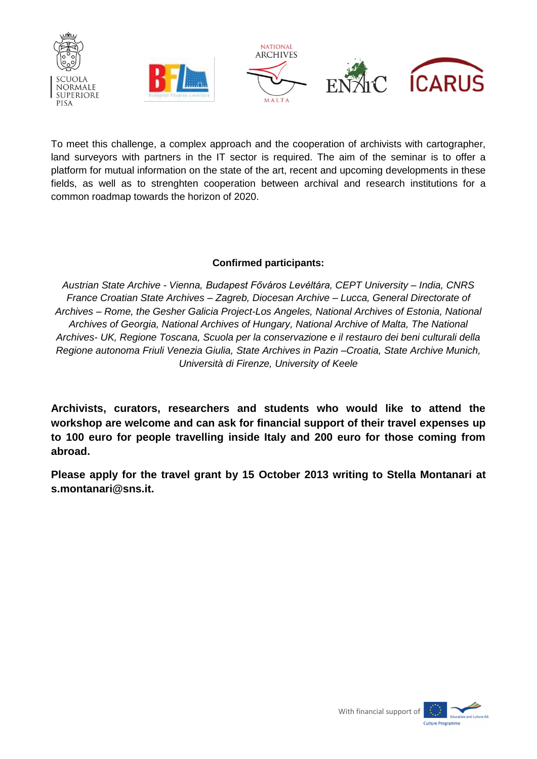To meet this challenge, a complex approach and the cooperation of archivists with cartographer, land surveyors with partners in the IT sector is required. The aim of the seminar is to offer a platform for mutual information on the state of the art, recent and upcoming developments in these fields, as well as to strenghten cooperation between archival and research institutions for a common roadmap towards the horizon of 2020.

**Confirmed participants:**

*Austrian State Archive - Vienna, Budapest Főváros Levéltára, CEPT University – India, CNRS France Croatian State Archives – Zagreb, Diocesan Archive – Lucca, General Directorate of Archives – Rome, the Gesher Galicia Project-Los Angeles, National Archives of Estonia, National Archives of Georgia, National Archives of Hungary, National Archive of Malta, The National Archives- UK, Regione Toscana, Scuola per la conservazione e il restauro dei beni culturali della Regione autonoma Friuli Venezia Giulia, State Archives in Pazin –Croatia, State Archive Munich, Università di Firenze, University of Keele*

**Archivists, curators, researchers and students who would like to attend the workshop are welcome and can ask for financial support of their travel expenses up to 100 euro for people travelling inside Italy and 200 euro for those coming from abroad.**

**Please apply for the travel grant by 15 October 2013 writing to Stella Montanari at s.montanari@sns.it.**

With financial support of